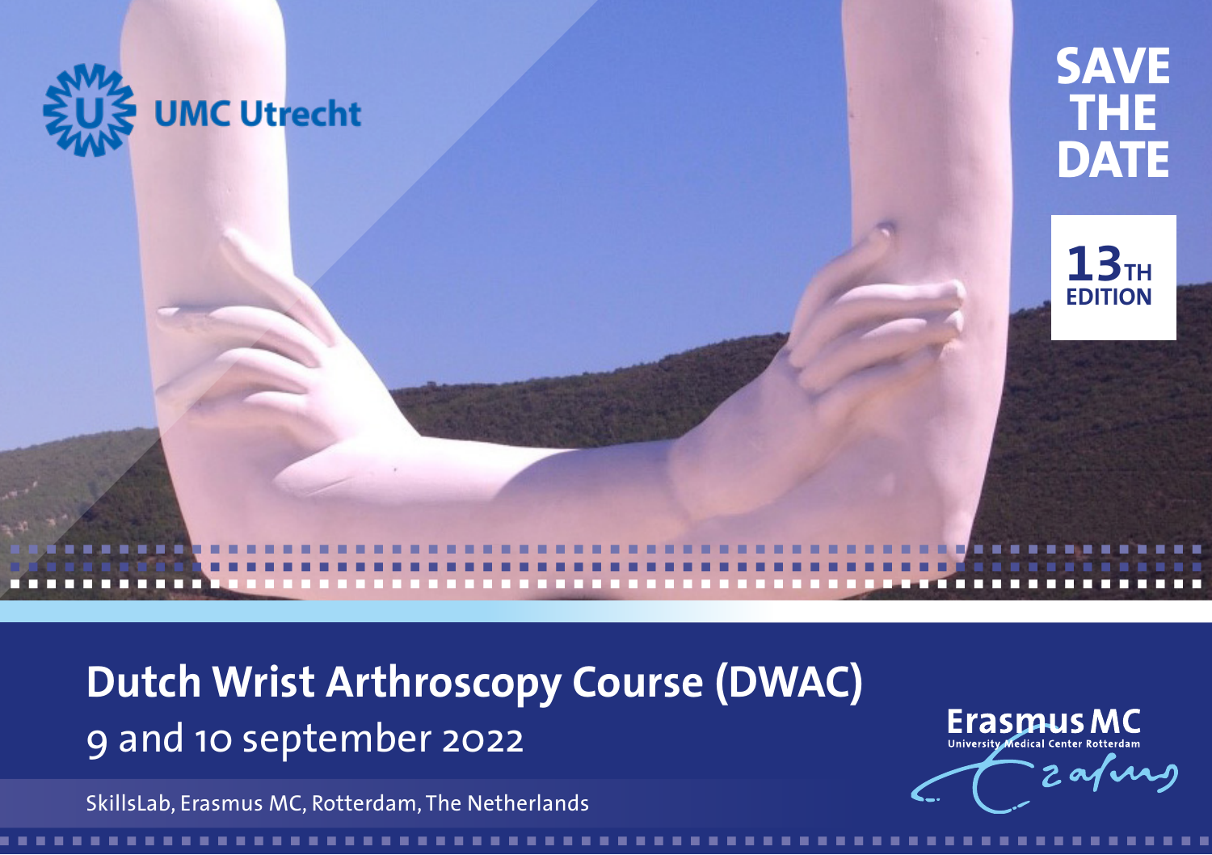UMC Utrecht

# SAVE THE DATE

13TH EDITION

## Dutch Wrist Arthroscopy Course (DWAC)

9 and 10 september 2022

SkillsLab, Erasmus MC, Rotterdam, The Netherlands

Erasmus MC
University Medical Center Rotterdam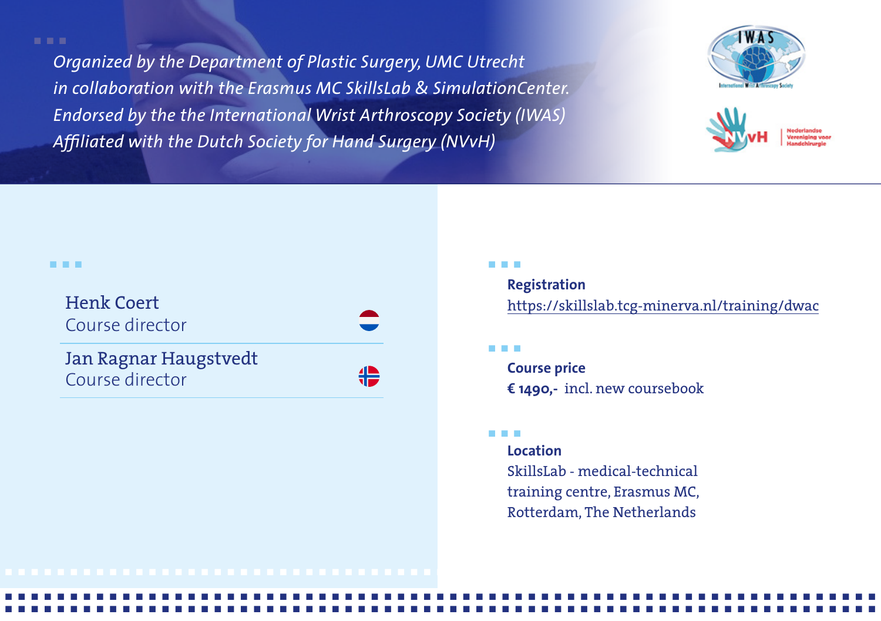*Organized by the Department of Plastic Surgery, UMC Utrecht*
*in collaboration with the Erasmus MC SkillsLab & SimulationCenter.*
*Endorsed by the the International Wrist Arthroscopy Society (IWAS)*
*Affiliated with the Dutch Society for Hand Surgery (NVvH)*

Henk Coert
Course director

Jan Ragnar Haugstvedt
Course director

**Registration**
https://skillslab.tcg-minerva.nl/training/dwac

**Course price**
**€ 1490,-** incl. new coursebook

**Location**
SkillsLab - medical-technical training centre, Erasmus MC, Rotterdam, The Netherlands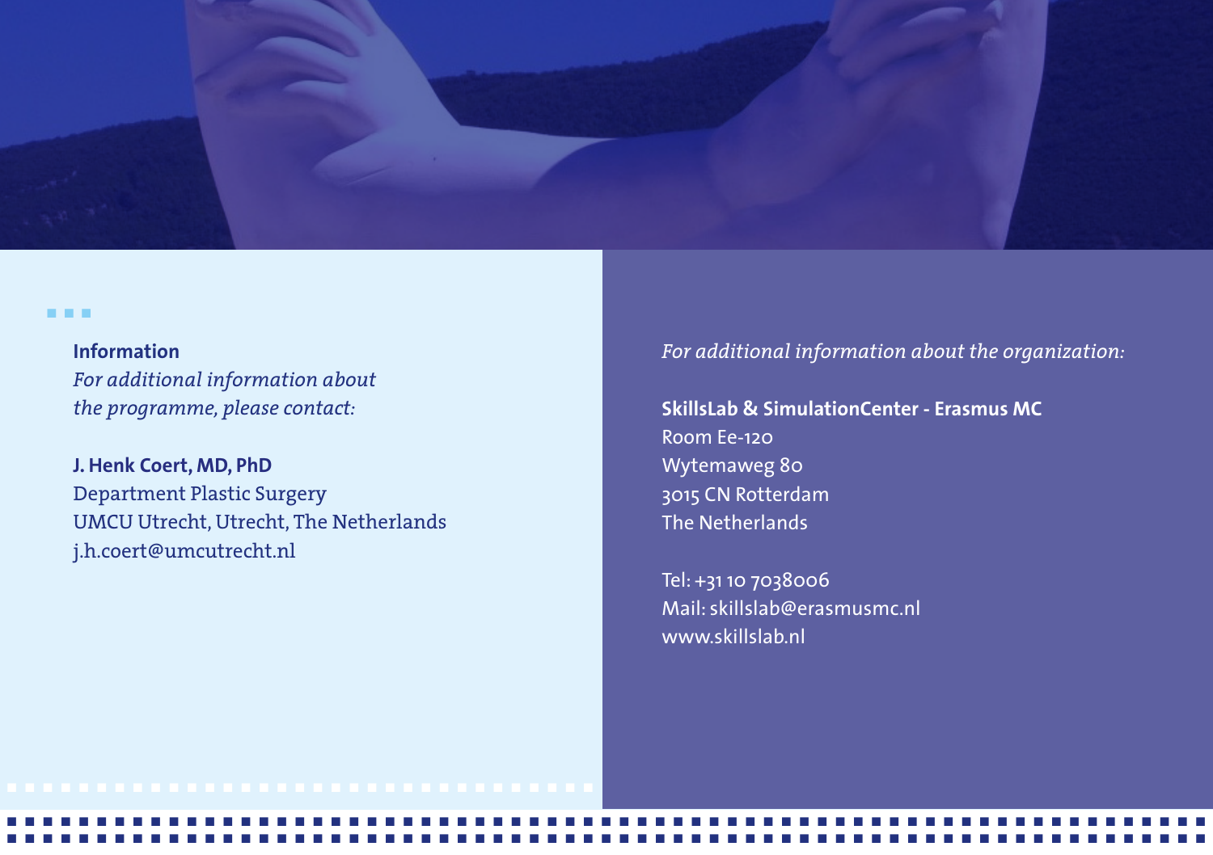**Information**

*For additional information about the programme, please contact:*

**J. Henk Coert, MD, PhD**
Department Plastic Surgery
UMCU Utrecht, Utrecht, The Netherlands
j.h.coert@umcutrecht.nl

*For additional information about the organization:*

**SkillsLab & SimulationCenter - Erasmus MC**
Room Ee-120
Wytemaweg 80
3015 CN Rotterdam
The Netherlands

Tel: +31 10 7038006
Mail: skillslab@erasmusmc.nl
www.skillslab.nl